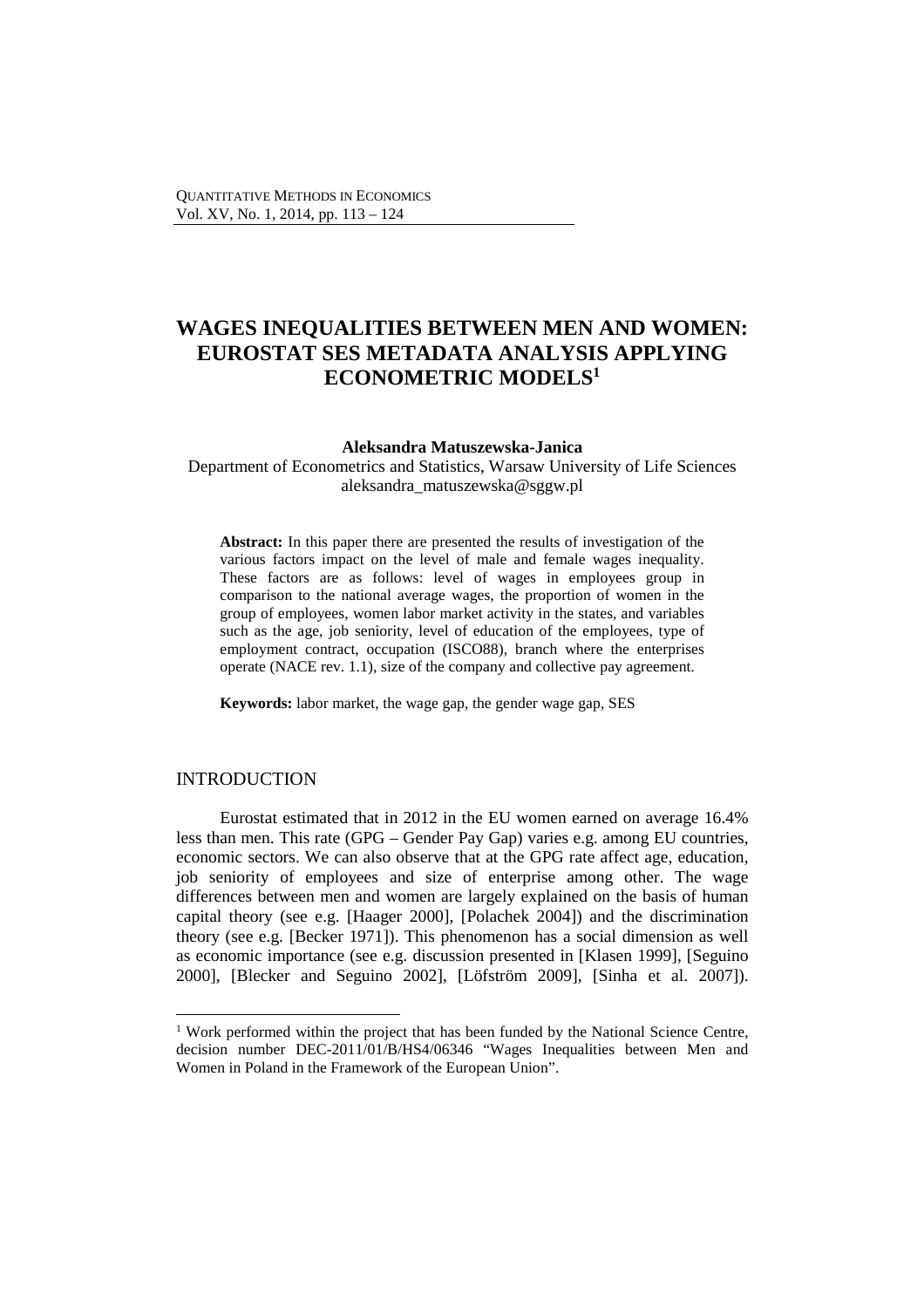# WAGES INEQUALITIES BETWEEN MEN AND WOMEN: EUROSTAT SES METADATA ANALYSIS APPLYING ECONOMETRIC MODELS[1]

**Aleksandra Matuszewska-Janica**
Department of Econometrics and Statistics, Warsaw University of Life Sciences
aleksandra_matuszewska@sggw.pl

**Abstract:** In this paper there are presented the results of investigation of the various factors impact on the level of male and female wages inequality. These factors are as follows: level of wages in employees group in comparison to the national average wages, the proportion of women in the group of employees, women labor market activity in the states, and variables such as the age, job seniority, level of education of the employees, type of employment contract, occupation (ISCO88), branch where the enterprises operate (NACE rev. 1.1), size of the company and collective pay agreement.

**Keywords:** labor market, the wage gap, the gender wage gap, SES

## INTRODUCTION

Eurostat estimated that in 2012 in the EU women earned on average 16.4% less than men. This rate (GPG – Gender Pay Gap) varies e.g. among EU countries, economic sectors. We can also observe that at the GPG rate affect age, education, job seniority of employees and size of enterprise among other. The wage differences between men and women are largely explained on the basis of human capital theory (see e.g. [Haager 2000], [Polachek 2004]) and the discrimination theory (see e.g. [Becker 1971]). This phenomenon has a social dimension as well as economic importance (see e.g. discussion presented in [Klasen 1999], [Seguino 2000], [Blecker and Seguino 2002], [Löfström 2009], [Sinha et al. 2007]).

[1] Work performed within the project that has been funded by the National Science Centre, decision number DEC-2011/01/B/HS4/06346 "Wages Inequalities between Men and Women in Poland in the Framework of the European Union".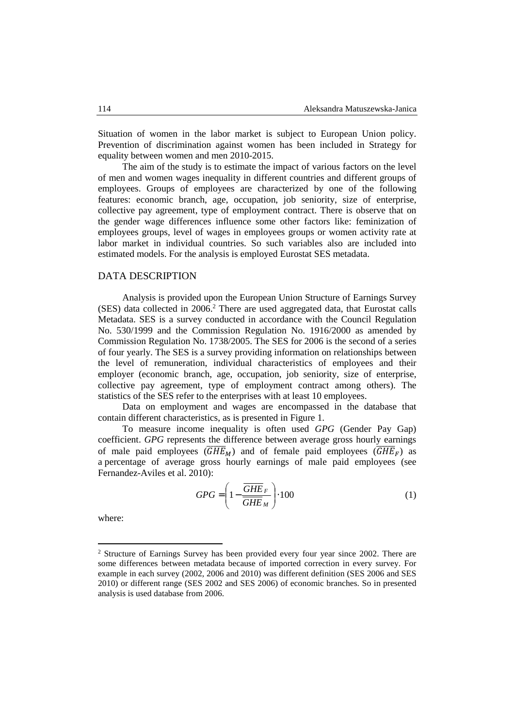Situation of women in the labor market is subject to European Union policy. Prevention of discrimination against women has been included in Strategy for equality between women and men 2010-2015.

The aim of the study is to estimate the impact of various factors on the level of men and women wages inequality in different countries and different groups of employees. Groups of employees are characterized by one of the following features: economic branch, age, occupation, job seniority, size of enterprise, collective pay agreement, type of employment contract. There is observe that on the gender wage differences influence some other factors like: feminization of employees groups, level of wages in employees groups or women activity rate at labor market in individual countries. So such variables also are included into estimated models. For the analysis is employed Eurostat SES metadata.

## DATA DESCRIPTION

Analysis is provided upon the European Union Structure of Earnings Survey (SES) data collected in 2006.[2] There are used aggregated data, that Eurostat calls Metadata. SES is a survey conducted in accordance with the Council Regulation No. 530/1999 and the Commission Regulation No. 1916/2000 as amended by Commission Regulation No. 1738/2005. The SES for 2006 is the second of a series of four yearly. The SES is a survey providing information on relationships between the level of remuneration, individual characteristics of employees and their employer (economic branch, age, occupation, job seniority, size of enterprise, collective pay agreement, type of employment contract among others). The statistics of the SES refer to the enterprises with at least 10 employees.

Data on employment and wages are encompassed in the database that contain different characteristics, as is presented in Figure 1.

To measure income inequality is often used *GPG* (Gender Pay Gap) coefficient. *GPG* represents the difference between average gross hourly earnings of male paid employees ($\overline{GHE}_M$) and of female paid employees ($\overline{GHE}_F$) as a percentage of average gross hourly earnings of male paid employees (see Fernandez-Aviles et al. 2010):

$$GPG = \left(1 - \frac{\overline{GHE}_F}{\overline{GHE}_M}\right) \cdot 100 \tag{1}$$

where:

---

[2] Structure of Earnings Survey has been provided every four year since 2002. There are some differences between metadata because of imported correction in every survey. For example in each survey (2002, 2006 and 2010) was different definition (SES 2006 and SES 2010) or different range (SES 2002 and SES 2006) of economic branches. So in presented analysis is used database from 2006.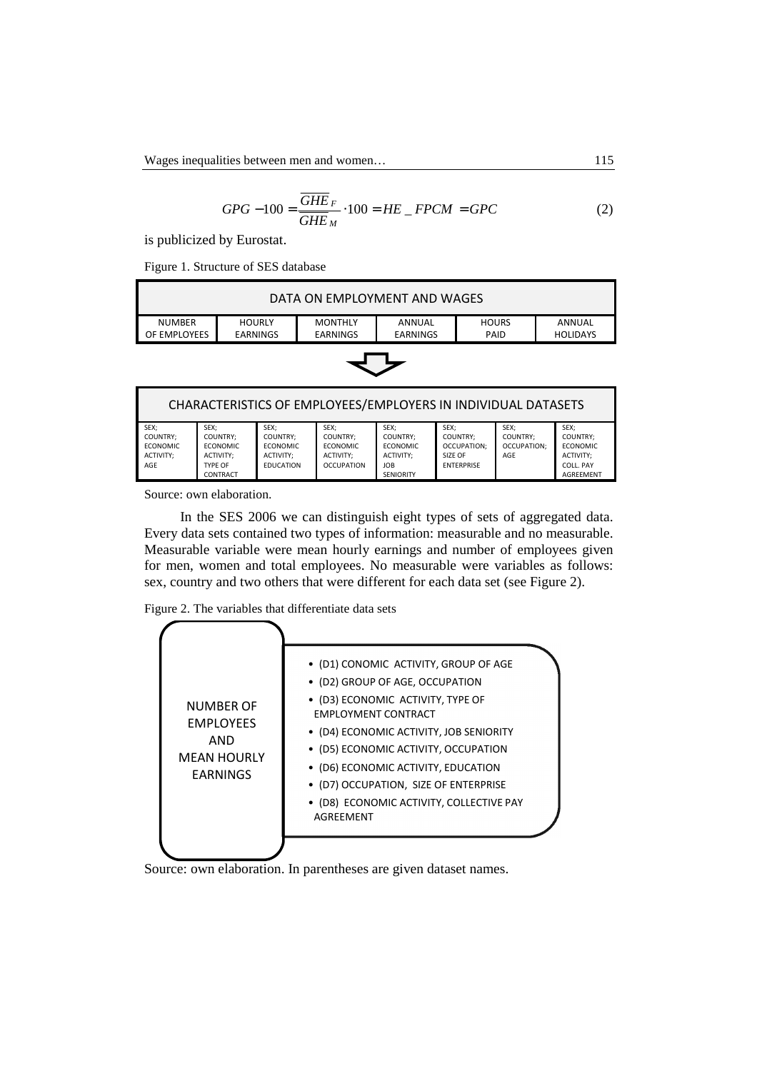$$GPG - 100 = \frac{\overline{GHE}_F}{\overline{GHE}_M} \cdot 100 = HE\_FPCM = GPC \tag{2}$$

is publicized by Eurostat.

Figure 1. Structure of SES database

| DATA ON EMPLOYMENT AND WAGES | | | | | |
|---|---|---|---|---|---|
| NUMBER OF EMPLOYEES | HOURLY EARNINGS | MONTHLY EARNINGS | ANNUAL EARNINGS | HOURS PAID | ANNUAL HOLIDAYS |

| CHARACTERISTICS OF EMPLOYEES/EMPLOYERS IN INDIVIDUAL DATASETS | | | | | | | |
|---|---|---|---|---|---|---|---|
| SEX; COUNTRY; ECONOMIC ACTIVITY; AGE | SEX; COUNTRY; ECONOMIC ACTIVITY; TYPE OF CONTRACT | SEX; COUNTRY; ECONOMIC ACTIVITY; EDUCATION | SEX; COUNTRY; ECONOMIC ACTIVITY; OCCUPATION | SEX; COUNTRY; ECONOMIC ACTIVITY; JOB SENIORITY | SEX; COUNTRY; OCCUPATION; SIZE OF ENTERPRISE | SEX; COUNTRY; OCCUPATION; AGE | SEX; COUNTRY; ECONOMIC ACTIVITY; COLL. PAY AGREEMENT |

Source: own elaboration.

In the SES 2006 we can distinguish eight types of sets of aggregated data. Every data sets contained two types of information: measurable and no measurable. Measurable variable were mean hourly earnings and number of employees given for men, women and total employees. No measurable were variables as follows: sex, country and two others that were different for each data set (see Figure 2).

Figure 2. The variables that differentiate data sets

NUMBER OF EMPLOYEES AND MEAN HOURLY EARNINGS

- (D1) CONOMIC ACTIVITY, GROUP OF AGE
- (D2) GROUP OF AGE, OCCUPATION
- (D3) ECONOMIC ACTIVITY, TYPE OF EMPLOYMENT CONTRACT
- (D4) ECONOMIC ACTIVITY, JOB SENIORITY
- (D5) ECONOMIC ACTIVITY, OCCUPATION
- (D6) ECONOMIC ACTIVITY, EDUCATION
- (D7) OCCUPATION, SIZE OF ENTERPRISE
- (D8) ECONOMIC ACTIVITY, COLLECTIVE PAY AGREEMENT

Source: own elaboration. In parentheses are given dataset names.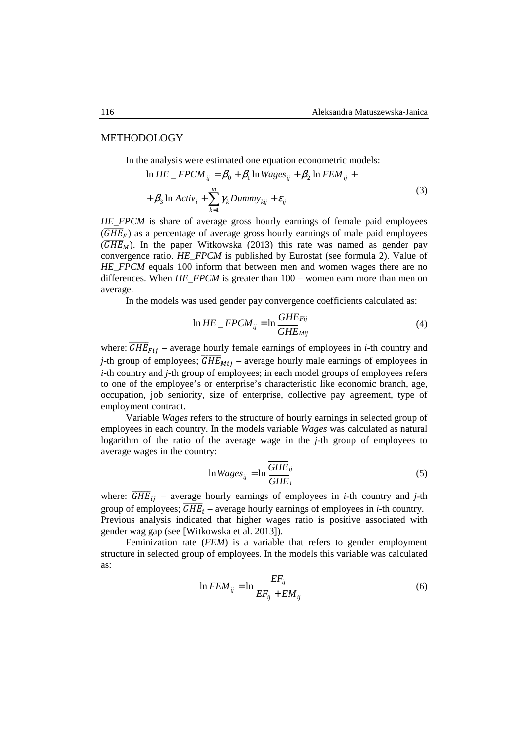## METHODOLOGY

In the analysis were estimated one equation econometric models:

$$\ln HE\_FPCM_{ij} = \beta_0 + \beta_1 \ln Wages_{ij} + \beta_2 \ln FEM_{ij} + \\ + \beta_3 \ln Activ_i + \sum_{k=1}^{m} \gamma_k Dummy_{kij} + \varepsilon_{ij} \tag{3}$$

*HE_FPCM* is share of average gross hourly earnings of female paid employees ($\overline{GHE}_F$) as a percentage of average gross hourly earnings of male paid employees ($\overline{GHE}_M$). In the paper Witkowska (2013) this rate was named as gender pay convergence ratio. *HE_FPCM* is published by Eurostat (see formula 2). Value of *HE_FPCM* equals 100 inform that between men and women wages there are no differences. When *HE_FPCM* is greater than 100 – women earn more than men on average.

In the models was used gender pay convergence coefficients calculated as:

$$\ln HE\_FPCM_{ij} = \ln \frac{\overline{GHE}_{Fij}}{\overline{GHE}_{Mij}} \tag{4}$$

where: $\overline{GHE}_{Fij}$ – average hourly female earnings of employees in *i*-th country and *j*-th group of employees; $\overline{GHE}_{Mij}$ – average hourly male earnings of employees in *i*-th country and *j*-th group of employees; in each model groups of employees refers to one of the employee's or enterprise's characteristic like economic branch, age, occupation, job seniority, size of enterprise, collective pay agreement, type of employment contract.

Variable *Wages* refers to the structure of hourly earnings in selected group of employees in each country. In the models variable *Wages* was calculated as natural logarithm of the ratio of the average wage in the *j*-th group of employees to average wages in the country:

$$\ln Wages_{ij} = \ln \frac{\overline{GHE}_{ij}}{\overline{GHE}_i} \tag{5}$$

where: $\overline{GHE}_{ij}$ – average hourly earnings of employees in *i*-th country and *j*-th group of employees; $\overline{GHE}_i$ – average hourly earnings of employees in *i*-th country.
Previous analysis indicated that higher wages ratio is positive associated with gender wag gap (see [Witkowska et al. 2013]).

Feminization rate (*FEM*) is a variable that refers to gender employment structure in selected group of employees. In the models this variable was calculated as:

$$\ln FEM_{ij} = \ln \frac{EF_{ij}}{EF_{ij} + EM_{ij}} \tag{6}$$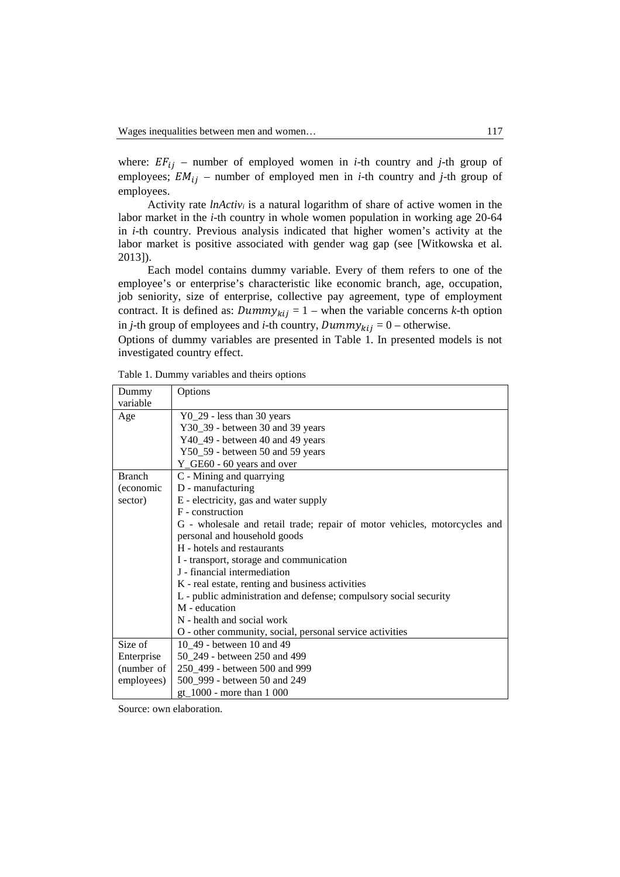where: $EF_{ij}$ – number of employed women in *i*-th country and *j*-th group of employees; $EM_{ij}$ – number of employed men in *i*-th country and *j*-th group of employees.

Activity rate *lnActiv<sub>i</sub>* is a natural logarithm of share of active women in the labor market in the *i*-th country in whole women population in working age 20-64 in *i*-th country. Previous analysis indicated that higher women's activity at the labor market is positive associated with gender wag gap (see [Witkowska et al. 2013]).

Each model contains dummy variable. Every of them refers to one of the employee's or enterprise's characteristic like economic branch, age, occupation, job seniority, size of enterprise, collective pay agreement, type of employment contract. It is defined as: $Dummy_{kij} = 1$ – when the variable concerns *k*-th option in *j*-th group of employees and *i*-th country, $Dummy_{kij} = 0$ – otherwise.

Options of dummy variables are presented in Table 1. In presented models is not investigated country effect.

Table 1. Dummy variables and theirs options

| Dummy variable | Options |
|---|---|
| Age | Y0_29 - less than 30 years<br>Y30_39 - between 30 and 39 years<br>Y40_49 - between 40 and 49 years<br>Y50_59 - between 50 and 59 years<br>Y_GE60 - 60 years and over |
| Branch (economic sector) | C - Mining and quarrying<br>D - manufacturing<br>E - electricity, gas and water supply<br>F - construction<br>G - wholesale and retail trade; repair of motor vehicles, motorcycles and personal and household goods<br>H - hotels and restaurants<br>I - transport, storage and communication<br>J - financial intermediation<br>K - real estate, renting and business activities<br>L - public administration and defense; compulsory social security<br>M - education<br>N - health and social work<br>O - other community, social, personal service activities |
| Size of Enterprise (number of employees) | 10_49 - between 10 and 49<br>50_249 - between 250 and 499<br>250_499 - between 500 and 999<br>500_999 - between 50 and 249<br>gt_1000 - more than 1 000 |

Source: own elaboration.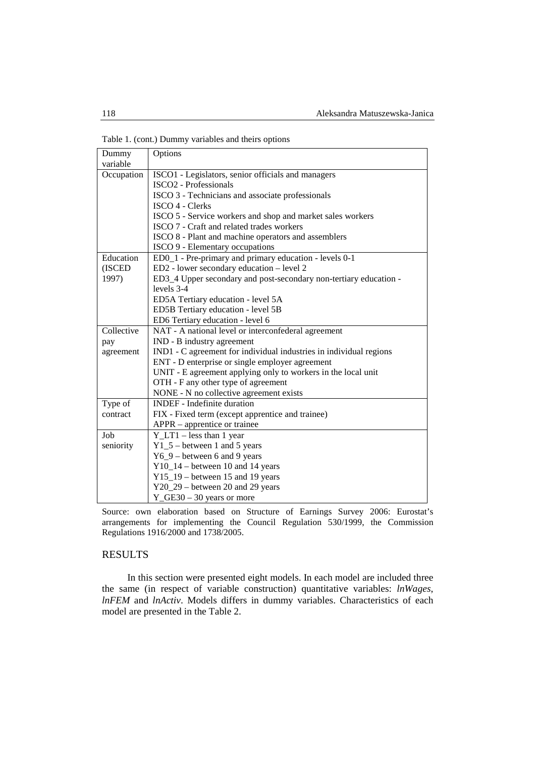Table 1. (cont.) Dummy variables and theirs options

| Dummy variable | Options |
|---|---|
| Occupation | ISCO1 - Legislators, senior officials and managers |
| | ISCO2 - Professionals |
| | ISCO 3 - Technicians and associate professionals |
| | ISCO 4 - Clerks |
| | ISCO 5 - Service workers and shop and market sales workers |
| | ISCO 7 - Craft and related trades workers |
| | ISCO 8 - Plant and machine operators and assemblers |
| | ISCO 9 - Elementary occupations |
| Education (ISCED 1997) | ED0_1 - Pre-primary and primary education - levels 0-1 |
| | ED2 - lower secondary education – level 2 |
| | ED3_4 Upper secondary and post-secondary non-tertiary education - levels 3-4 |
| | ED5A Tertiary education - level 5A |
| | ED5B Tertiary education - level 5B |
| | ED6 Tertiary education - level 6 |
| Collective pay agreement | NAT - A national level or interconfederal agreement |
| | IND - B industry agreement |
| | IND1 - C agreement for individual industries in individual regions |
| | ENT - D enterprise or single employer agreement |
| | UNIT - E agreement applying only to workers in the local unit |
| | OTH - F any other type of agreement |
| | NONE - N no collective agreement exists |
| Type of contract | INDEF - Indefinite duration |
| | FIX - Fixed term (except apprentice and trainee) |
| | APPR – apprentice or trainee |
| Job seniority | Y_LT1 – less than 1 year |
| | Y1_5 – between 1 and 5 years |
| | Y6_9 – between 6 and 9 years |
| | Y10_14 – between 10 and 14 years |
| | Y15_19 – between 15 and 19 years |
| | Y20_29 – between 20 and 29 years |
| | Y_GE30 – 30 years or more |

Source: own elaboration based on Structure of Earnings Survey 2006: Eurostat's arrangements for implementing the Council Regulation 530/1999, the Commission Regulations 1916/2000 and 1738/2005.

## RESULTS

In this section were presented eight models. In each model are included three the same (in respect of variable construction) quantitative variables: *lnWages*, *lnFEM* and *lnActiv*. Models differs in dummy variables. Characteristics of each model are presented in the Table 2.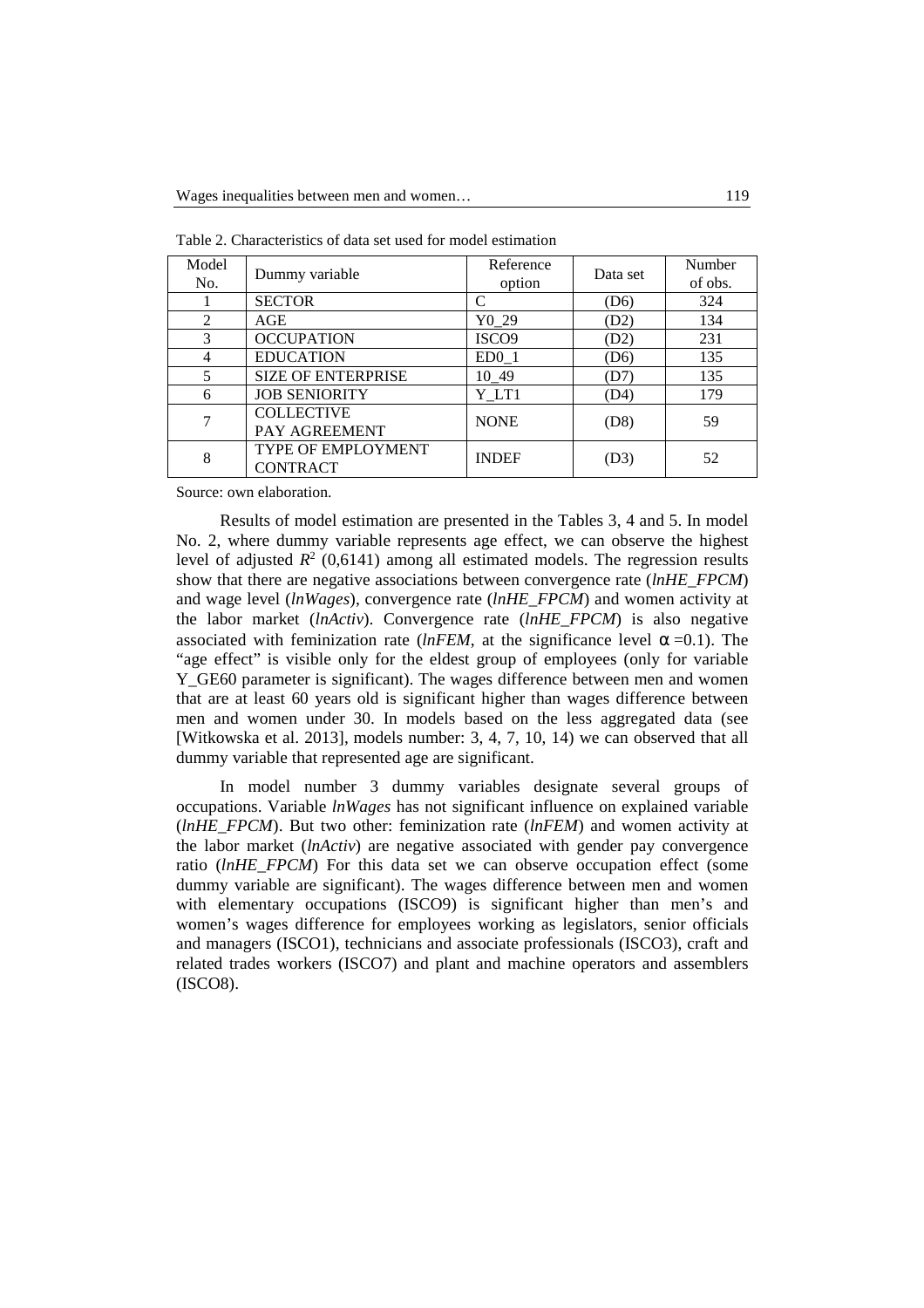Table 2. Characteristics of data set used for model estimation

| Model No. | Dummy variable | Reference option | Data set | Number of obs. |
|---|---|---|---|---|
| 1 | SECTOR | C | (D6) | 324 |
| 2 | AGE | Y0_29 | (D2) | 134 |
| 3 | OCCUPATION | ISCO9 | (D2) | 231 |
| 4 | EDUCATION | ED0_1 | (D6) | 135 |
| 5 | SIZE OF ENTERPRISE | 10_49 | (D7) | 135 |
| 6 | JOB SENIORITY | Y_LT1 | (D4) | 179 |
| 7 | COLLECTIVE PAY AGREEMENT | NONE | (D8) | 59 |
| 8 | TYPE OF EMPLOYMENT CONTRACT | INDEF | (D3) | 52 |

Source: own elaboration.

Results of model estimation are presented in the Tables 3, 4 and 5. In model No. 2, where dummy variable represents age effect, we can observe the highest level of adjusted $R^2$ (0,6141) among all estimated models. The regression results show that there are negative associations between convergence rate (*lnHE_FPCM*) and wage level (*lnWages*), convergence rate (*lnHE_FPCM*) and women activity at the labor market (*lnActiv*). Convergence rate (*lnHE_FPCM*) is also negative associated with feminization rate (*lnFEM*, at the significance level $\alpha = 0.1$). The "age effect" is visible only for the eldest group of employees (only for variable Y_GE60 parameter is significant). The wages difference between men and women that are at least 60 years old is significant higher than wages difference between men and women under 30. In models based on the less aggregated data (see [Witkowska et al. 2013], models number: 3, 4, 7, 10, 14) we can observed that all dummy variable that represented age are significant.

In model number 3 dummy variables designate several groups of occupations. Variable *lnWages* has not significant influence on explained variable (*lnHE_FPCM*). But two other: feminization rate (*lnFEM*) and women activity at the labor market (*lnActiv*) are negative associated with gender pay convergence ratio (*lnHE_FPCM*) For this data set we can observe occupation effect (some dummy variable are significant). The wages difference between men and women with elementary occupations (ISCO9) is significant higher than men's and women's wages difference for employees working as legislators, senior officials and managers (ISCO1), technicians and associate professionals (ISCO3), craft and related trades workers (ISCO7) and plant and machine operators and assemblers (ISCO8).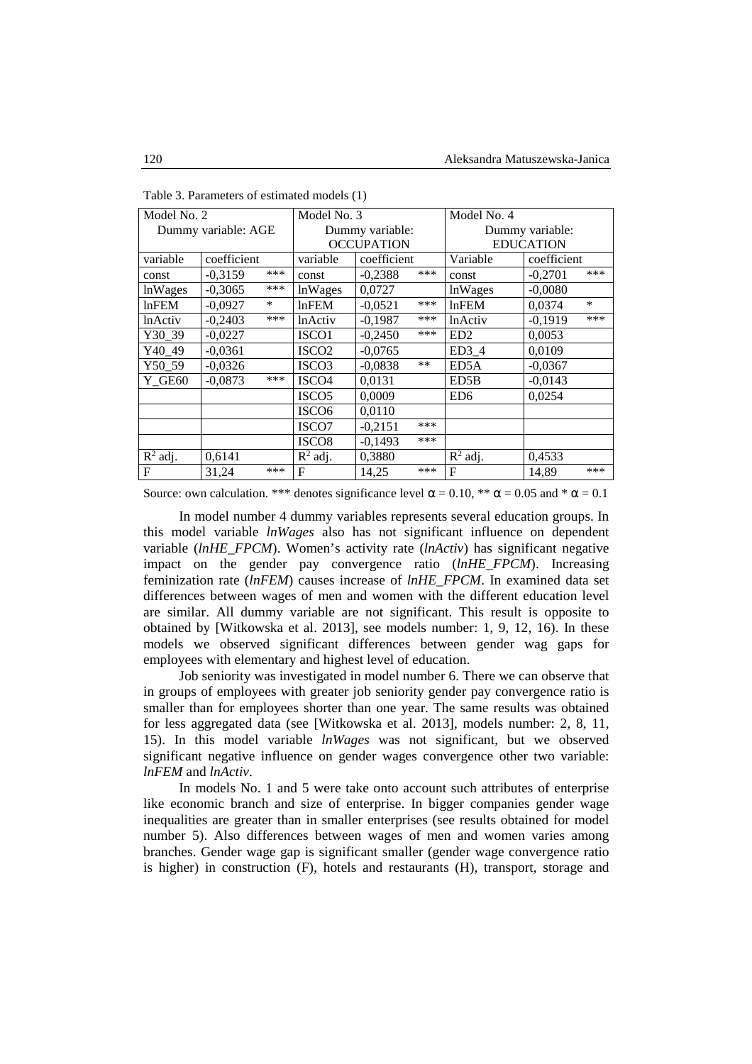Table 3. Parameters of estimated models (1)

| Model No. 2 | | | Model No. 3 | | | Model No. 4 | | |
|---|---|---|---|---|---|---|---|---|
| Dummy variable: AGE | | | Dummy variable: OCCUPATION | | | Dummy variable: EDUCATION | | |
| variable | coefficient | | variable | coefficient | | Variable | coefficient | |
| const | -0,3159 | *** | const | -0,2388 | *** | const | -0,2701 | *** |
| lnWages | -0,3065 | *** | lnWages | 0,0727 | | lnWages | -0,0080 | |
| lnFEM | -0,0927 | * | lnFEM | -0,0521 | *** | lnFEM | 0,0374 | * |
| lnActiv | -0,2403 | *** | lnActiv | -0,1987 | *** | lnActiv | -0,1919 | *** |
| Y30_39 | -0,0227 | | ISCO1 | -0,2450 | *** | ED2 | 0,0053 | |
| Y40_49 | -0,0361 | | ISCO2 | -0,0765 | | ED3_4 | 0,0109 | |
| Y50_59 | -0,0326 | | ISCO3 | -0,0838 | ** | ED5A | -0,0367 | |
| Y_GE60 | -0,0873 | *** | ISCO4 | 0,0131 | | ED5B | -0,0143 | |
| | | | ISCO5 | 0,0009 | | ED6 | 0,0254 | |
| | | | ISCO6 | 0,0110 | | | | |
| | | | ISCO7 | -0,2151 | *** | | | |
| | | | ISCO8 | -0,1493 | *** | | | |
| $R^2$ adj. | 0,6141 | | $R^2$ adj. | 0,3880 | | $R^2$ adj. | 0,4533 | |
| F | 31,24 | *** | F | 14,25 | *** | F | 14,89 | *** |

Source: own calculation. *** denotes significance level $\alpha = 0.10$, ** $\alpha = 0.05$ and * $\alpha = 0.1$

In model number 4 dummy variables represents several education groups. In this model variable *lnWages* also has not significant influence on dependent variable (*lnHE_FPCM*). Women's activity rate (*lnActiv*) has significant negative impact on the gender pay convergence ratio (*lnHE_FPCM*). Increasing feminization rate (*lnFEM*) causes increase of *lnHE_FPCM*. In examined data set differences between wages of men and women with the different education level are similar. All dummy variable are not significant. This result is opposite to obtained by [Witkowska et al. 2013], see models number: 1, 9, 12, 16). In these models we observed significant differences between gender wag gaps for employees with elementary and highest level of education.

Job seniority was investigated in model number 6. There we can observe that in groups of employees with greater job seniority gender pay convergence ratio is smaller than for employees shorter than one year. The same results was obtained for less aggregated data (see [Witkowska et al. 2013], models number: 2, 8, 11, 15). In this model variable *lnWages* was not significant, but we observed significant negative influence on gender wages convergence other two variable: *lnFEM* and *lnActiv*.

In models No. 1 and 5 were take onto account such attributes of enterprise like economic branch and size of enterprise. In bigger companies gender wage inequalities are greater than in smaller enterprises (see results obtained for model number 5). Also differences between wages of men and women varies among branches. Gender wage gap is significant smaller (gender wage convergence ratio is higher) in construction (F), hotels and restaurants (H), transport, storage and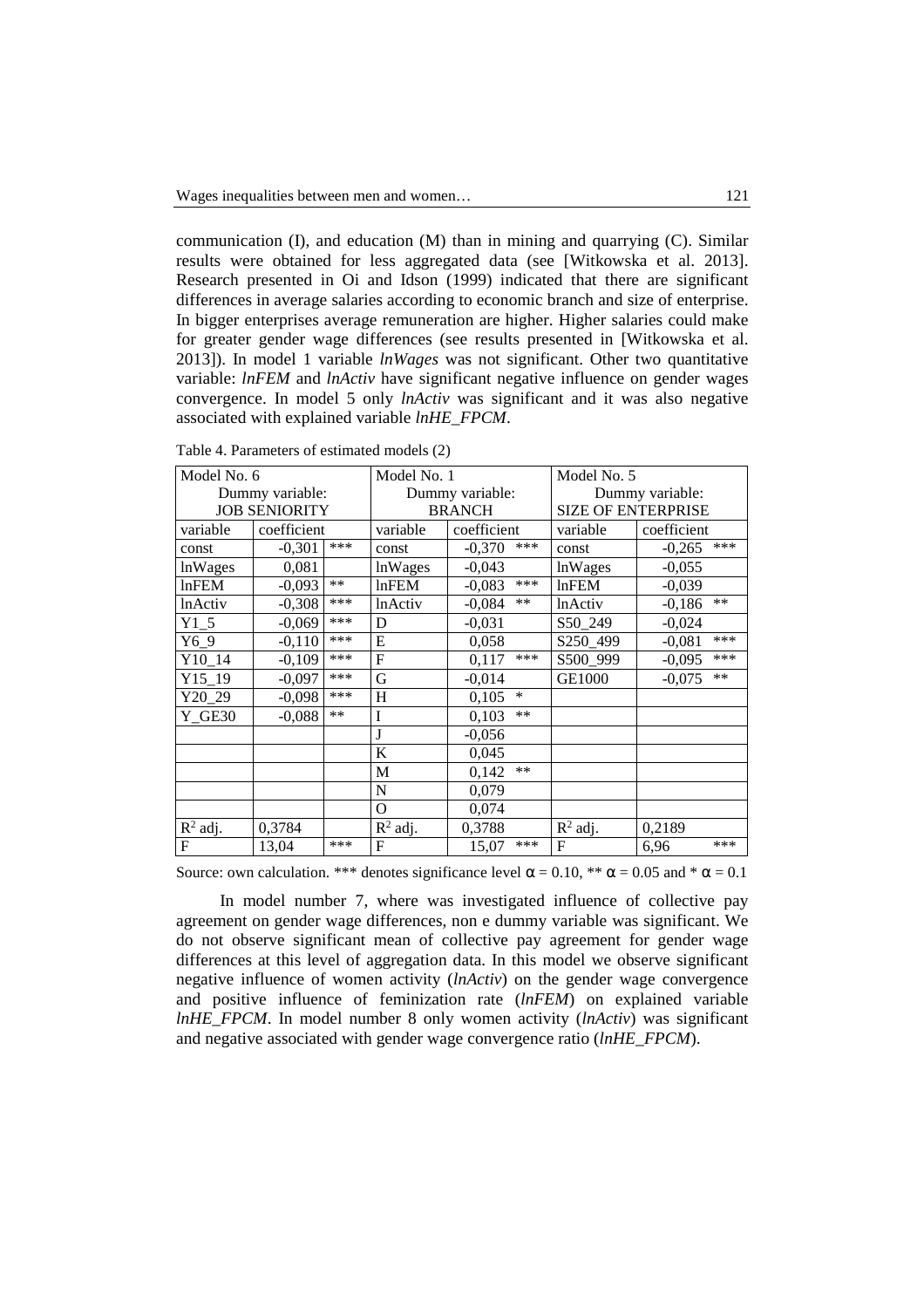communication (I), and education (M) than in mining and quarrying (C). Similar results were obtained for less aggregated data (see [Witkowska et al. 2013]. Research presented in Oi and Idson (1999) indicated that there are significant differences in average salaries according to economic branch and size of enterprise. In bigger enterprises average remuneration are higher. Higher salaries could make for greater gender wage differences (see results presented in [Witkowska et al. 2013]). In model 1 variable *lnWages* was not significant. Other two quantitative variable: *lnFEM* and *lnActiv* have significant negative influence on gender wages convergence. In model 5 only *lnActiv* was significant and it was also negative associated with explained variable *lnHE_FPCM*.

Table 4. Parameters of estimated models (2)

| Model No. 6 | | | Model No. 1 | | | Model No. 5 | | |
|---|---|---|---|---|---|---|---|---|
| Dummy variable: JOB SENIORITY | | | Dummy variable: BRANCH | | | Dummy variable: SIZE OF ENTERPRISE | | |
| variable | coefficient | | variable | coefficient | | variable | coefficient | |
| const | -0,301 | *** | const | -0,370 | *** | const | -0,265 | *** |
| lnWages | 0,081 | | lnWages | -0,043 | | lnWages | -0,055 | |
| lnFEM | -0,093 | ** | lnFEM | -0,083 | *** | lnFEM | -0,039 | |
| lnActiv | -0,308 | *** | lnActiv | -0,084 | ** | lnActiv | -0,186 | ** |
| Y1_5 | -0,069 | *** | D | -0,031 | | S50_249 | -0,024 | |
| Y6_9 | -0,110 | *** | E | 0,058 | | S250_499 | -0,081 | *** |
| Y10_14 | -0,109 | *** | F | 0,117 | *** | S500_999 | -0,095 | *** |
| Y15_19 | -0,097 | *** | G | -0,014 | | GE1000 | -0,075 | ** |
| Y20_29 | -0,098 | *** | H | 0,105 | * | | | |
| Y_GE30 | -0,088 | ** | I | 0,103 | ** | | | |
| | | | J | -0,056 | | | | |
| | | | K | 0,045 | | | | |
| | | | M | 0,142 | ** | | | |
| | | | N | 0,079 | | | | |
| | | | O | 0,074 | | | | |
| $R^2$ adj. | 0,3784 | | $R^2$ adj. | 0,3788 | | $R^2$ adj. | 0,2189 | |
| F | 13,04 | *** | F | 15,07 | *** | F | 6,96 | *** |

Source: own calculation. *** denotes significance level $\alpha = 0.10$, ** $\alpha = 0.05$ and * $\alpha = 0.1$

In model number 7, where was investigated influence of collective pay agreement on gender wage differences, non e dummy variable was significant. We do not observe significant mean of collective pay agreement for gender wage differences at this level of aggregation data. In this model we observe significant negative influence of women activity (*lnActiv*) on the gender wage convergence and positive influence of feminization rate (*lnFEM*) on explained variable *lnHE_FPCM*. In model number 8 only women activity (*lnActiv*) was significant and negative associated with gender wage convergence ratio (*lnHE_FPCM*).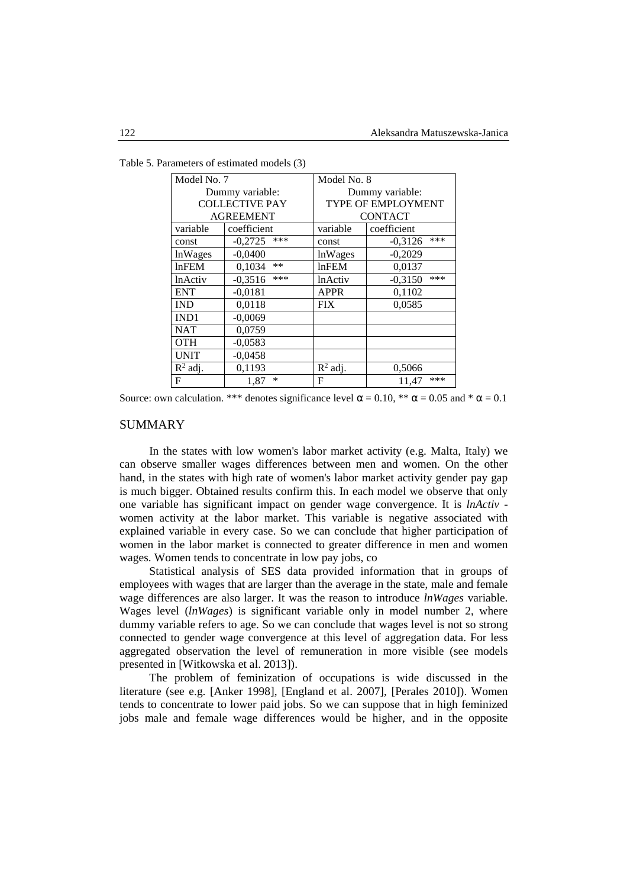Table 5. Parameters of estimated models (3)

| Model No. 7 | | Model No. 8 | |
|---|---|---|---|
| Dummy variable: COLLECTIVE PAY AGREEMENT | | Dummy variable: TYPE OF EMPLOYMENT CONTACT | |
| variable | coefficient | variable | coefficient |
| const | -0,2725 *** | const | -0,3126 *** |
| lnWages | -0,0400 | lnWages | -0,2029 |
| lnFEM | 0,1034 ** | lnFEM | 0,0137 |
| lnActiv | -0,3516 *** | lnActiv | -0,3150 *** |
| ENT | -0,0181 | APPR | 0,1102 |
| IND | 0,0118 | FIX | 0,0585 |
| IND1 | -0,0069 | | |
| NAT | 0,0759 | | |
| OTH | -0,0583 | | |
| UNIT | -0,0458 | | |
| $R^2$ adj. | 0,1193 | $R^2$ adj. | 0,5066 |
| F | 1,87 * | F | 11,47 *** |

Source: own calculation. *** denotes significance level $\alpha = 0.10$, ** $\alpha = 0.05$ and * $\alpha = 0.1$

## SUMMARY

In the states with low women's labor market activity (e.g. Malta, Italy) we can observe smaller wages differences between men and women. On the other hand, in the states with high rate of women's labor market activity gender pay gap is much bigger. Obtained results confirm this. In each model we observe that only one variable has significant impact on gender wage convergence. It is *lnActiv* - women activity at the labor market. This variable is negative associated with explained variable in every case. So we can conclude that higher participation of women in the labor market is connected to greater difference in men and women wages. Women tends to concentrate in low pay jobs, co

Statistical analysis of SES data provided information that in groups of employees with wages that are larger than the average in the state, male and female wage differences are also larger. It was the reason to introduce *lnWages* variable. Wages level (*lnWages*) is significant variable only in model number 2, where dummy variable refers to age. So we can conclude that wages level is not so strong connected to gender wage convergence at this level of aggregation data. For less aggregated observation the level of remuneration in more visible (see models presented in [Witkowska et al. 2013]).

The problem of feminization of occupations is wide discussed in the literature (see e.g. [Anker 1998], [England et al. 2007], [Perales 2010]). Women tends to concentrate to lower paid jobs. So we can suppose that in high feminized jobs male and female wage differences would be higher, and in the opposite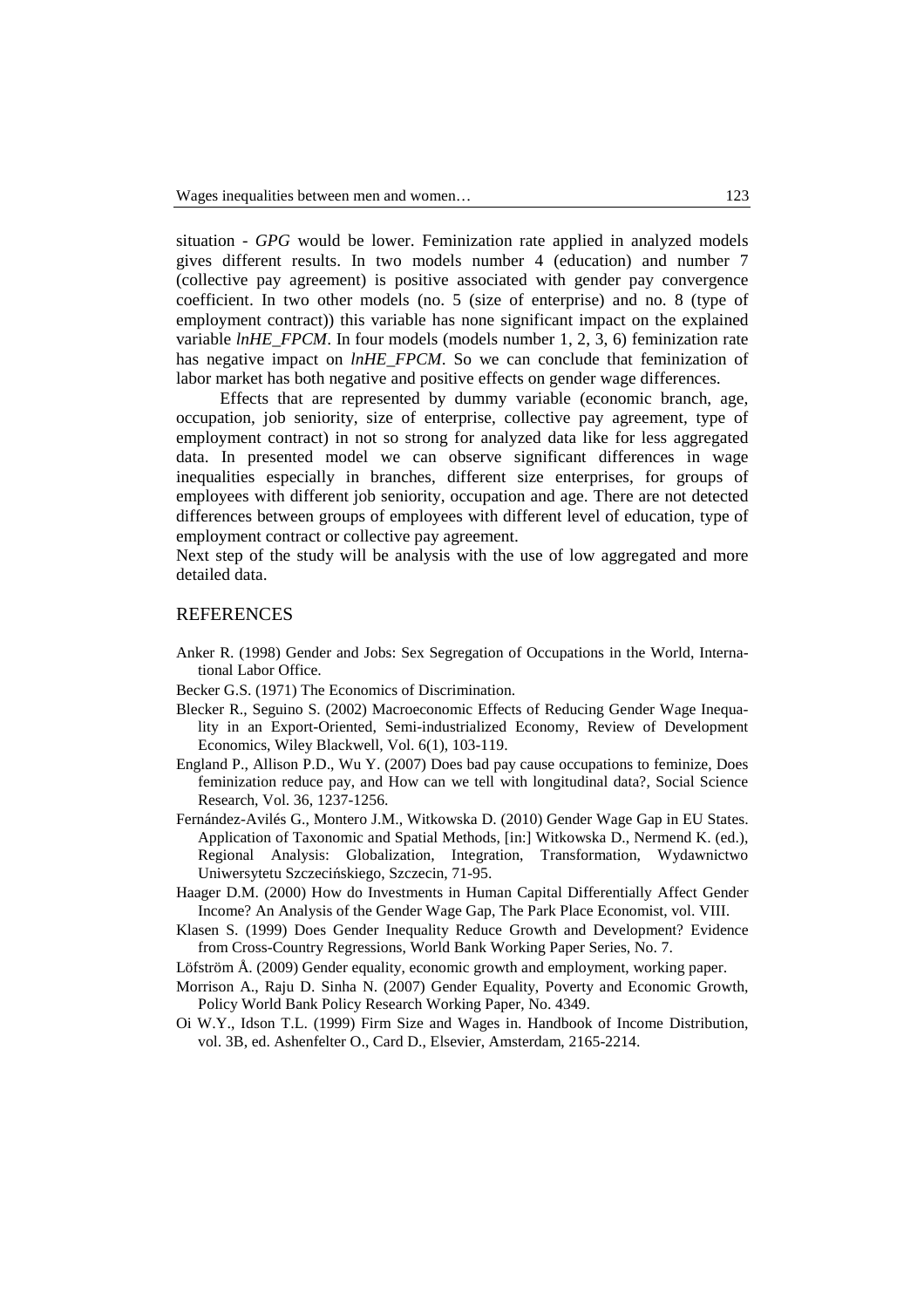situation - *GPG* would be lower. Feminization rate applied in analyzed models gives different results. In two models number 4 (education) and number 7 (collective pay agreement) is positive associated with gender pay convergence coefficient. In two other models (no. 5 (size of enterprise) and no. 8 (type of employment contract)) this variable has none significant impact on the explained variable *lnHE_FPCM*. In four models (models number 1, 2, 3, 6) feminization rate has negative impact on *lnHE_FPCM*. So we can conclude that feminization of labor market has both negative and positive effects on gender wage differences.

Effects that are represented by dummy variable (economic branch, age, occupation, job seniority, size of enterprise, collective pay agreement, type of employment contract) in not so strong for analyzed data like for less aggregated data. In presented model we can observe significant differences in wage inequalities especially in branches, different size enterprises, for groups of employees with different job seniority, occupation and age. There are not detected differences between groups of employees with different level of education, type of employment contract or collective pay agreement.

Next step of the study will be analysis with the use of low aggregated and more detailed data.

## REFERENCES

Anker R. (1998) Gender and Jobs: Sex Segregation of Occupations in the World, International Labor Office.

Becker G.S. (1971) The Economics of Discrimination.

Blecker R., Seguino S. (2002) Macroeconomic Effects of Reducing Gender Wage Inequality in an Export-Oriented, Semi-industrialized Economy, Review of Development Economics, Wiley Blackwell, Vol. 6(1), 103-119.

England P., Allison P.D., Wu Y. (2007) Does bad pay cause occupations to feminize, Does feminization reduce pay, and How can we tell with longitudinal data?, Social Science Research, Vol. 36, 1237-1256.

Fernández-Avilés G., Montero J.M., Witkowska D. (2010) Gender Wage Gap in EU States. Application of Taxonomic and Spatial Methods, [in:] Witkowska D., Nermend K. (ed.), Regional Analysis: Globalization, Integration, Transformation, Wydawnictwo Uniwersytetu Szczecińskiego, Szczecin, 71-95.

Haager D.M. (2000) How do Investments in Human Capital Differentially Affect Gender Income? An Analysis of the Gender Wage Gap, The Park Place Economist, vol. VIII.

Klasen S. (1999) Does Gender Inequality Reduce Growth and Development? Evidence from Cross-Country Regressions, World Bank Working Paper Series, No. 7.

Löfström Å. (2009) Gender equality, economic growth and employment, working paper.

Morrison A., Raju D. Sinha N. (2007) Gender Equality, Poverty and Economic Growth, Policy World Bank Policy Research Working Paper, No. 4349.

Oi W.Y., Idson T.L. (1999) Firm Size and Wages in. Handbook of Income Distribution, vol. 3B, ed. Ashenfelter O., Card D., Elsevier, Amsterdam, 2165-2214.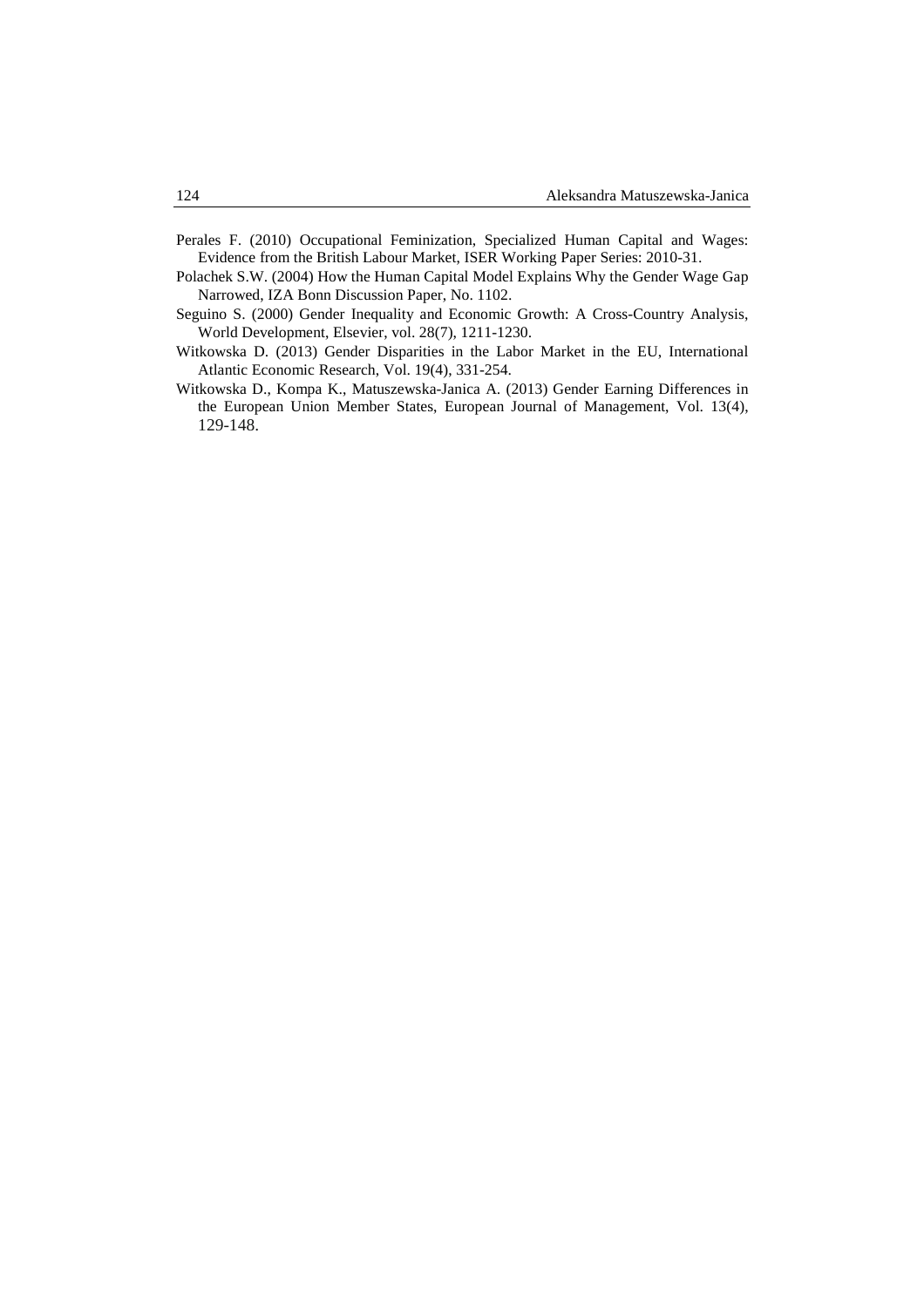Perales F. (2010) Occupational Feminization, Specialized Human Capital and Wages: Evidence from the British Labour Market, ISER Working Paper Series: 2010-31.

Polachek S.W. (2004) How the Human Capital Model Explains Why the Gender Wage Gap Narrowed, IZA Bonn Discussion Paper, No. 1102.

Seguino S. (2000) Gender Inequality and Economic Growth: A Cross-Country Analysis, World Development, Elsevier, vol. 28(7), 1211-1230.

Witkowska D. (2013) Gender Disparities in the Labor Market in the EU, International Atlantic Economic Research, Vol. 19(4), 331-254.

Witkowska D., Kompa K., Matuszewska-Janica A. (2013) Gender Earning Differences in the European Union Member States, European Journal of Management, Vol. 13(4), 129-148.